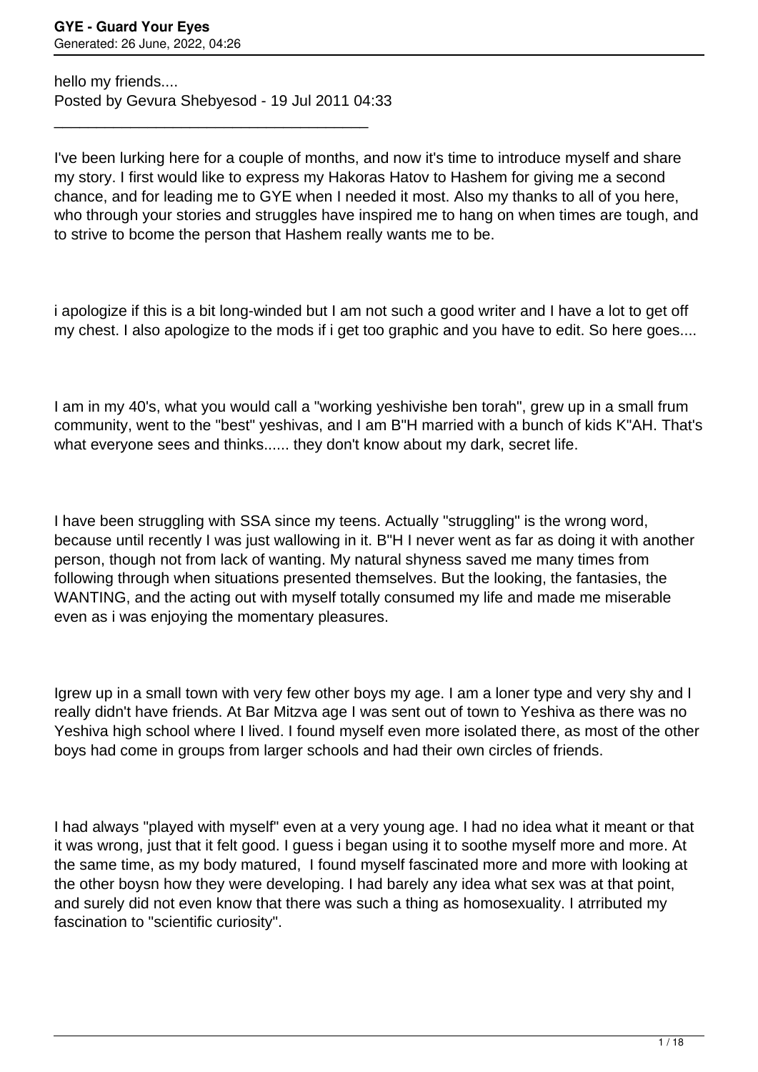hello my friends....
Posted by Gevura Shebyesod - 19 Jul 2011 04:33

---

I've been lurking here for a couple of months, and now it's time to introduce myself and share my story. I first would like to express my Hakoras Hatov to Hashem for giving me a second chance, and for leading me to GYE when I needed it most. Also my thanks to all of you here, who through your stories and struggles have inspired me to hang on when times are tough, and to strive to bcome the person that Hashem really wants me to be.

i apologize if this is a bit long-winded but I am not such a good writer and I have a lot to get off my chest. I also apologize to the mods if i get too graphic and you have to edit. So here goes....

I am in my 40's, what you would call a "working yeshivishe ben torah", grew up in a small frum community, went to the "best" yeshivas, and I am B"H married with a bunch of kids K"AH. That's what everyone sees and thinks...... they don't know about my dark, secret life.

I have been struggling with SSA since my teens. Actually "struggling" is the wrong word, because until recently I was just wallowing in it. B"H I never went as far as doing it with another person, though not from lack of wanting. My natural shyness saved me many times from following through when situations presented themselves. But the looking, the fantasies, the WANTING, and the acting out with myself totally consumed my life and made me miserable even as i was enjoying the momentary pleasures.

Igrew up in a small town with very few other boys my age. I am a loner type and very shy and I really didn't have friends. At Bar Mitzva age I was sent out of town to Yeshiva as there was no Yeshiva high school where I lived. I found myself even more isolated there, as most of the other boys had come in groups from larger schools and had their own circles of friends.

I had always "played with myself" even at a very young age. I had no idea what it meant or that it was wrong, just that it felt good. I guess i began using it to soothe myself more and more. At the same time, as my body matured, I found myself fascinated more and more with looking at the other boysn how they were developing. I had barely any idea what sex was at that point, and surely did not even know that there was such a thing as homosexuality. I atrributed my fascination to "scientific curiosity".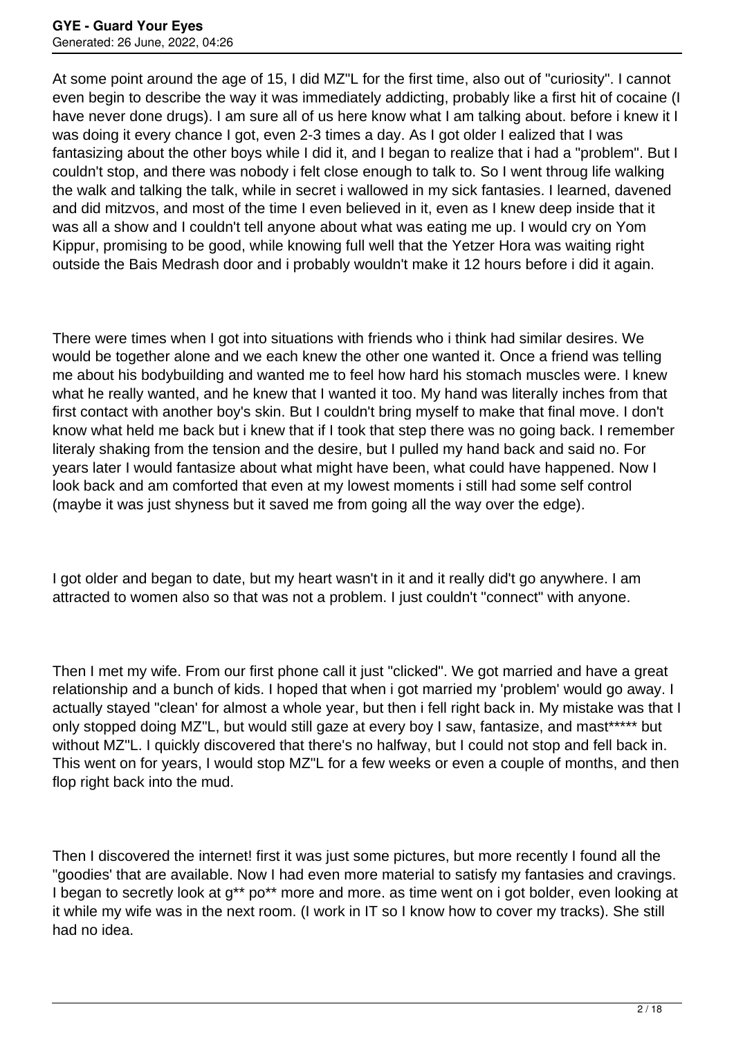At some point around the age of 15, I did MZ"L for the first time, also out of "curiosity". I cannot even begin to describe the way it was immediately addicting, probably like a first hit of cocaine (I have never done drugs). I am sure all of us here know what I am talking about. before i knew it I was doing it every chance I got, even 2-3 times a day. As I got older I ealized that I was fantasizing about the other boys while I did it, and I began to realize that i had a "problem". But I couldn't stop, and there was nobody i felt close enough to talk to. So I went throug life walking the walk and talking the talk, while in secret i wallowed in my sick fantasies. I learned, davened and did mitzvos, and most of the time I even believed in it, even as I knew deep inside that it was all a show and I couldn't tell anyone about what was eating me up. I would cry on Yom Kippur, promising to be good, while knowing full well that the Yetzer Hora was waiting right outside the Bais Medrash door and i probably wouldn't make it 12 hours before i did it again.

There were times when I got into situations with friends who i think had similar desires. We would be together alone and we each knew the other one wanted it. Once a friend was telling me about his bodybuilding and wanted me to feel how hard his stomach muscles were. I knew what he really wanted, and he knew that I wanted it too. My hand was literally inches from that first contact with another boy's skin. But I couldn't bring myself to make that final move. I don't know what held me back but i knew that if I took that step there was no going back. I remember literaly shaking from the tension and the desire, but I pulled my hand back and said no. For years later I would fantasize about what might have been, what could have happened. Now I look back and am comforted that even at my lowest moments i still had some self control (maybe it was just shyness but it saved me from going all the way over the edge).

I got older and began to date, but my heart wasn't in it and it really did't go anywhere. I am attracted to women also so that was not a problem. I just couldn't "connect" with anyone.

Then I met my wife. From our first phone call it just "clicked". We got married and have a great relationship and a bunch of kids. I hoped that when i got married my 'problem' would go away. I actually stayed "clean' for almost a whole year, but then i fell right back in. My mistake was that I only stopped doing MZ"L, but would still gaze at every boy I saw, fantasize, and mast***** but without MZ"L. I quickly discovered that there's no halfway, but I could not stop and fell back in. This went on for years, I would stop MZ"L for a few weeks or even a couple of months, and then flop right back into the mud.

Then I discovered the internet! first it was just some pictures, but more recently I found all the "goodies' that are available. Now I had even more material to satisfy my fantasies and cravings. I began to secretly look at g** po** more and more. as time went on i got bolder, even looking at it while my wife was in the next room. (I work in IT so I know how to cover my tracks). She still had no idea.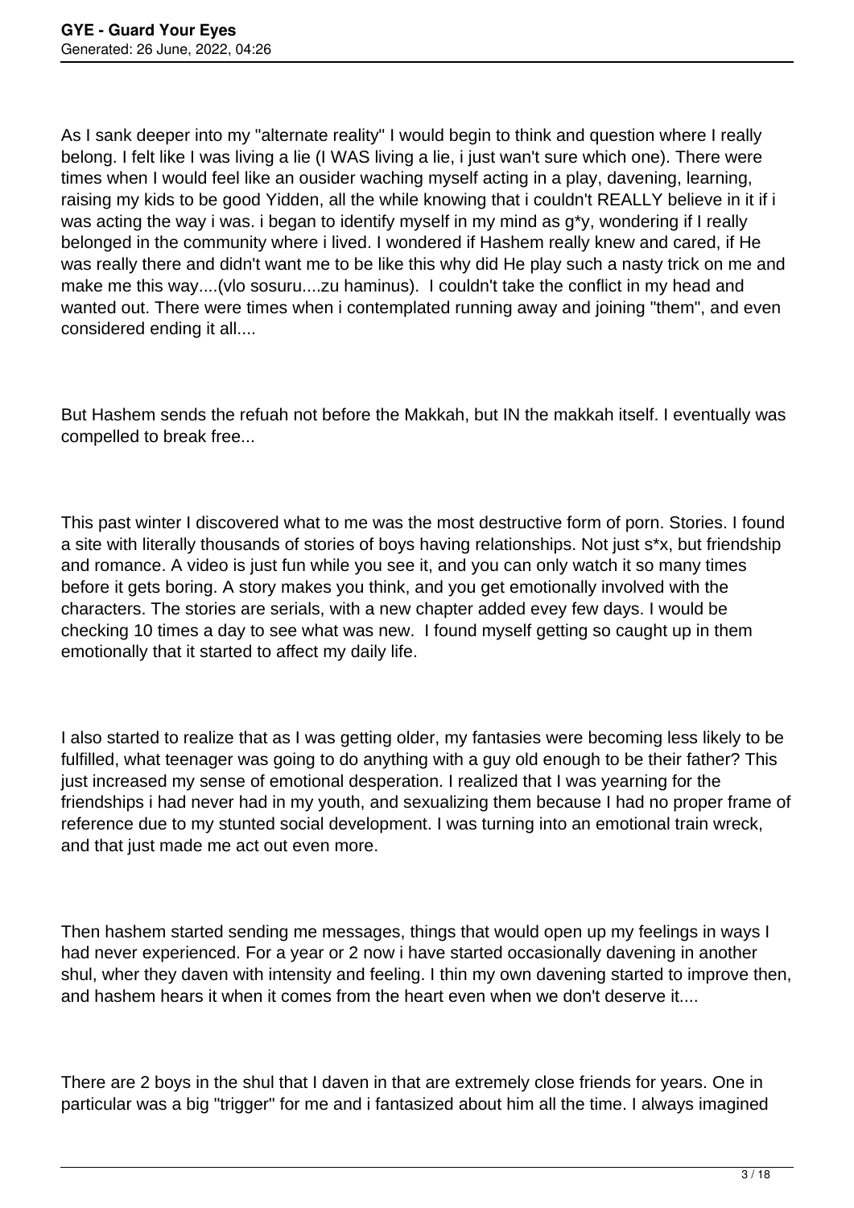As I sank deeper into my "alternate reality" I would begin to think and question where I really belong. I felt like I was living a lie (I WAS living a lie, i just wan't sure which one). There were times when I would feel like an ousider waching myself acting in a play, davening, learning, raising my kids to be good Yidden, all the while knowing that i couldn't REALLY believe in it if i was acting the way i was. i began to identify myself in my mind as g*y, wondering if I really belonged in the community where i lived. I wondered if Hashem really knew and cared, if He was really there and didn't want me to be like this why did He play such a nasty trick on me and make me this way....(vlo sosuru....zu haminus). I couldn't take the conflict in my head and wanted out. There were times when i contemplated running away and joining "them", and even considered ending it all....

But Hashem sends the refuah not before the Makkah, but IN the makkah itself. I eventually was compelled to break free...

This past winter I discovered what to me was the most destructive form of porn. Stories. I found a site with literally thousands of stories of boys having relationships. Not just s*x, but friendship and romance. A video is just fun while you see it, and you can only watch it so many times before it gets boring. A story makes you think, and you get emotionally involved with the characters. The stories are serials, with a new chapter added evey few days. I would be checking 10 times a day to see what was new. I found myself getting so caught up in them emotionally that it started to affect my daily life.

I also started to realize that as I was getting older, my fantasies were becoming less likely to be fulfilled, what teenager was going to do anything with a guy old enough to be their father? This just increased my sense of emotional desperation. I realized that I was yearning for the friendships i had never had in my youth, and sexualizing them because I had no proper frame of reference due to my stunted social development. I was turning into an emotional train wreck, and that just made me act out even more.

Then hashem started sending me messages, things that would open up my feelings in ways I had never experienced. For a year or 2 now i have started occasionally davening in another shul, wher they daven with intensity and feeling. I thin my own davening started to improve then, and hashem hears it when it comes from the heart even when we don't deserve it....

There are 2 boys in the shul that I daven in that are extremely close friends for years. One in particular was a big "trigger" for me and i fantasized about him all the time. I always imagined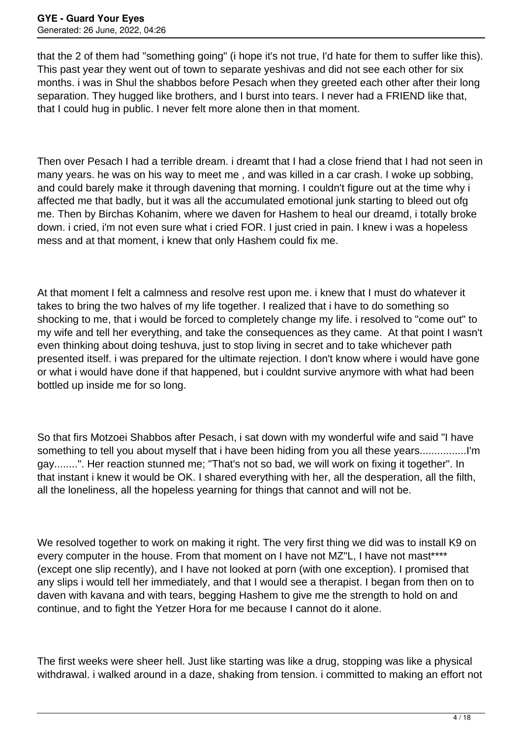that the 2 of them had "something going" (i hope it's not true, I'd hate for them to suffer like this). This past year they went out of town to separate yeshivas and did not see each other for six months. i was in Shul the shabbos before Pesach when they greeted each other after their long separation. They hugged like brothers, and I burst into tears. I never had a FRIEND like that, that I could hug in public. I never felt more alone then in that moment.

Then over Pesach I had a terrible dream. i dreamt that I had a close friend that I had not seen in many years. he was on his way to meet me , and was killed in a car crash. I woke up sobbing, and could barely make it through davening that morning. I couldn't figure out at the time why i affected me that badly, but it was all the accumulated emotional junk starting to bleed out ofg me. Then by Birchas Kohanim, where we daven for Hashem to heal our dreamd, i totally broke down. i cried, i'm not even sure what i cried FOR. I just cried in pain. I knew i was a hopeless mess and at that moment, i knew that only Hashem could fix me.

At that moment I felt a calmness and resolve rest upon me. i knew that I must do whatever it takes to bring the two halves of my life together. I realized that i have to do something so shocking to me, that i would be forced to completely change my life. i resolved to "come out" to my wife and tell her everything, and take the consequences as they came. At that point I wasn't even thinking about doing teshuva, just to stop living in secret and to take whichever path presented itself. i was prepared for the ultimate rejection. I don't know where i would have gone or what i would have done if that happened, but i couldnt survive anymore with what had been bottled up inside me for so long.

So that firs Motzoei Shabbos after Pesach, i sat down with my wonderful wife and said "I have something to tell you about myself that i have been hiding from you all these years................I'm gay........". Her reaction stunned me; "That's not so bad, we will work on fixing it together". In that instant i knew it would be OK. I shared everything with her, all the desperation, all the filth, all the loneliness, all the hopeless yearning for things that cannot and will not be.

We resolved together to work on making it right. The very first thing we did was to install K9 on every computer in the house. From that moment on I have not MZ"L, I have not mast**** (except one slip recently), and I have not looked at porn (with one exception). I promised that any slips i would tell her immediately, and that I would see a therapist. I began from then on to daven with kavana and with tears, begging Hashem to give me the strength to hold on and continue, and to fight the Yetzer Hora for me because I cannot do it alone.

The first weeks were sheer hell. Just like starting was like a drug, stopping was like a physical withdrawal. i walked around in a daze, shaking from tension. i committed to making an effort not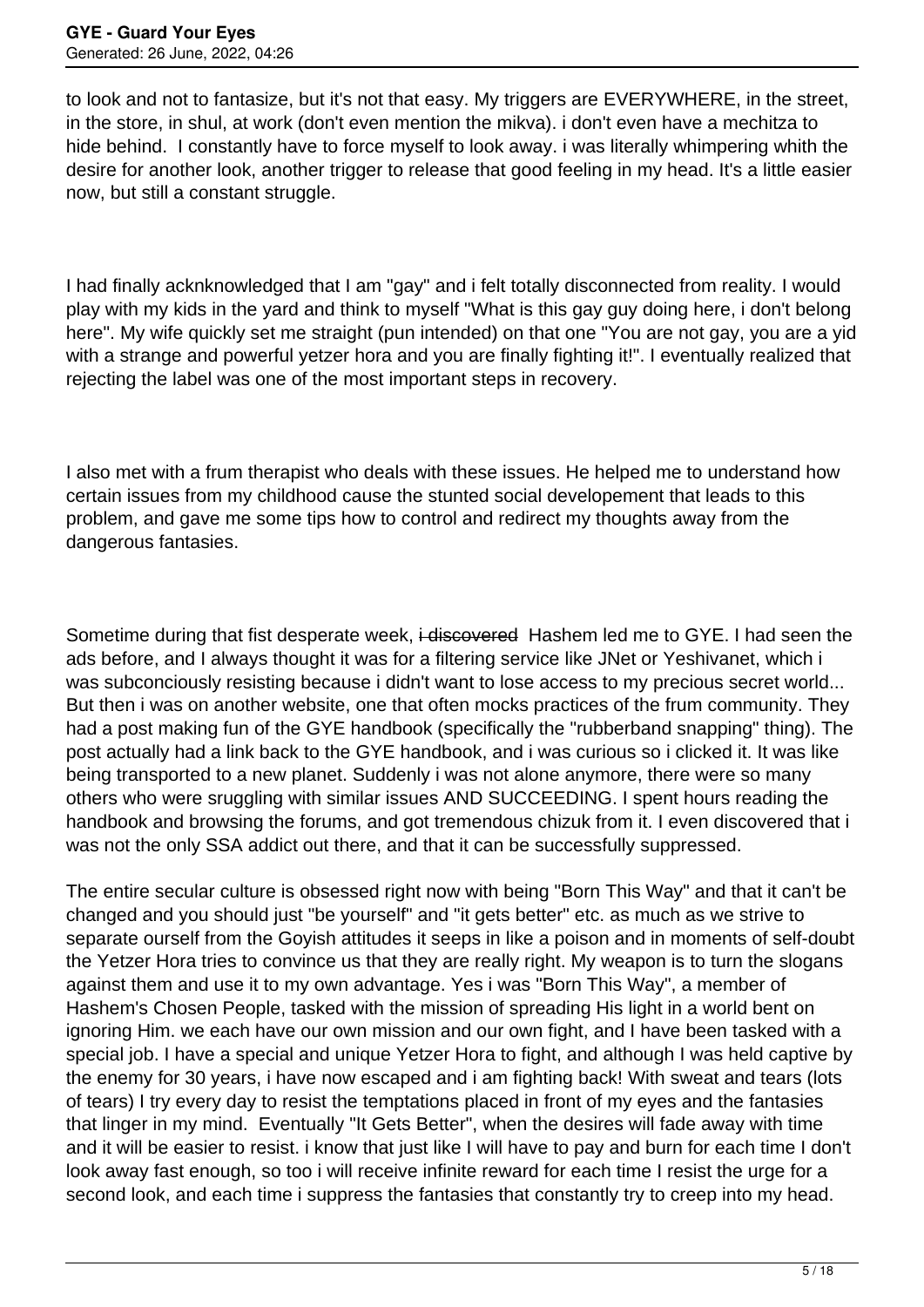to look and not to fantasize, but it's not that easy. My triggers are EVERYWHERE, in the street, in the store, in shul, at work (don't even mention the mikva). i don't even have a mechitza to hide behind. I constantly have to force myself to look away. i was literally whimpering whith the desire for another look, another trigger to release that good feeling in my head. It's a little easier now, but still a constant struggle.

I had finally acknknowledged that I am "gay" and i felt totally disconnected from reality. I would play with my kids in the yard and think to myself "What is this gay guy doing here, i don't belong here". My wife quickly set me straight (pun intended) on that one "You are not gay, you are a yid with a strange and powerful yetzer hora and you are finally fighting it!". I eventually realized that rejecting the label was one of the most important steps in recovery.

I also met with a frum therapist who deals with these issues. He helped me to understand how certain issues from my childhood cause the stunted social developement that leads to this problem, and gave me some tips how to control and redirect my thoughts away from the dangerous fantasies.

Sometime during that fist desperate week, ~~i discovered~~ Hashem led me to GYE. I had seen the ads before, and I always thought it was for a filtering service like JNet or Yeshivanet, which i was subconciously resisting because i didn't want to lose access to my precious secret world... But then i was on another website, one that often mocks practices of the frum community. They had a post making fun of the GYE handbook (specifically the "rubberband snapping" thing). The post actually had a link back to the GYE handbook, and i was curious so i clicked it. It was like being transported to a new planet. Suddenly i was not alone anymore, there were so many others who were sruggling with similar issues AND SUCCEEDING. I spent hours reading the handbook and browsing the forums, and got tremendous chizuk from it. I even discovered that i was not the only SSA addict out there, and that it can be successfully suppressed.

The entire secular culture is obsessed right now with being "Born This Way" and that it can't be changed and you should just "be yourself" and "it gets better" etc. as much as we strive to separate ourself from the Goyish attitudes it seeps in like a poison and in moments of self-doubt the Yetzer Hora tries to convince us that they are really right. My weapon is to turn the slogans against them and use it to my own advantage. Yes i was "Born This Way", a member of Hashem's Chosen People, tasked with the mission of spreading His light in a world bent on ignoring Him. we each have our own mission and our own fight, and I have been tasked with a special job. I have a special and unique Yetzer Hora to fight, and although I was held captive by the enemy for 30 years, i have now escaped and i am fighting back! With sweat and tears (lots of tears) I try every day to resist the temptations placed in front of my eyes and the fantasies that linger in my mind. Eventually "It Gets Better", when the desires will fade away with time and it will be easier to resist. i know that just like I will have to pay and burn for each time I don't look away fast enough, so too i will receive infinite reward for each time I resist the urge for a second look, and each time i suppress the fantasies that constantly try to creep into my head.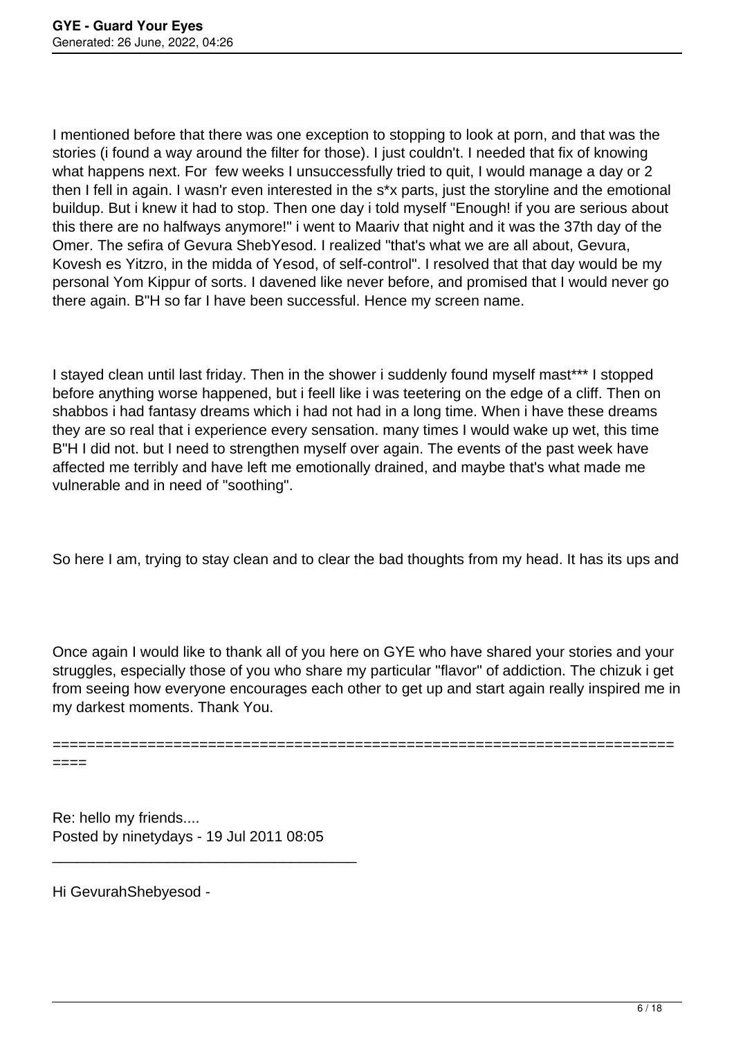I mentioned before that there was one exception to stopping to look at porn, and that was the stories (i found a way around the filter for those). I just couldn't. I needed that fix of knowing what happens next. For  few weeks I unsuccessfully tried to quit, I would manage a day or 2 then I fell in again. I wasn'r even interested in the s*x parts, just the storyline and the emotional buildup. But i knew it had to stop. Then one day i told myself "Enough! if you are serious about this there are no halfways anymore!" i went to Maariv that night and it was the 37th day of the Omer. The sefira of Gevura ShebYesod. I realized "that's what we are all about, Gevura, Kovesh es Yitzro, in the midda of Yesod, of self-control". I resolved that that day would be my personal Yom Kippur of sorts. I davened like never before, and promised that I would never go there again. B"H so far I have been successful. Hence my screen name.

I stayed clean until last friday. Then in the shower i suddenly found myself mast*** I stopped before anything worse happened, but i feell like i was teetering on the edge of a cliff. Then on shabbos i had fantasy dreams which i had not had in a long time. When i have these dreams they are so real that i experience every sensation. many times I would wake up wet, this time B"H I did not. but I need to strengthen myself over again. The events of the past week have affected me terribly and have left me emotionally drained, and maybe that's what made me vulnerable and in need of "soothing".

So here I am, trying to stay clean and to clear the bad thoughts from my head. It has its ups and

Once again I would like to thank all of you here on GYE who have shared your stories and your struggles, especially those of you who share my particular "flavor" of addiction. The chizuk i get from seeing how everyone encourages each other to get up and start again really inspired me in my darkest moments. Thank You.

============================================================================

Re: hello my friends....
Posted by ninetydays - 19 Jul 2011 08:05

---

Hi GevurahShebyesod -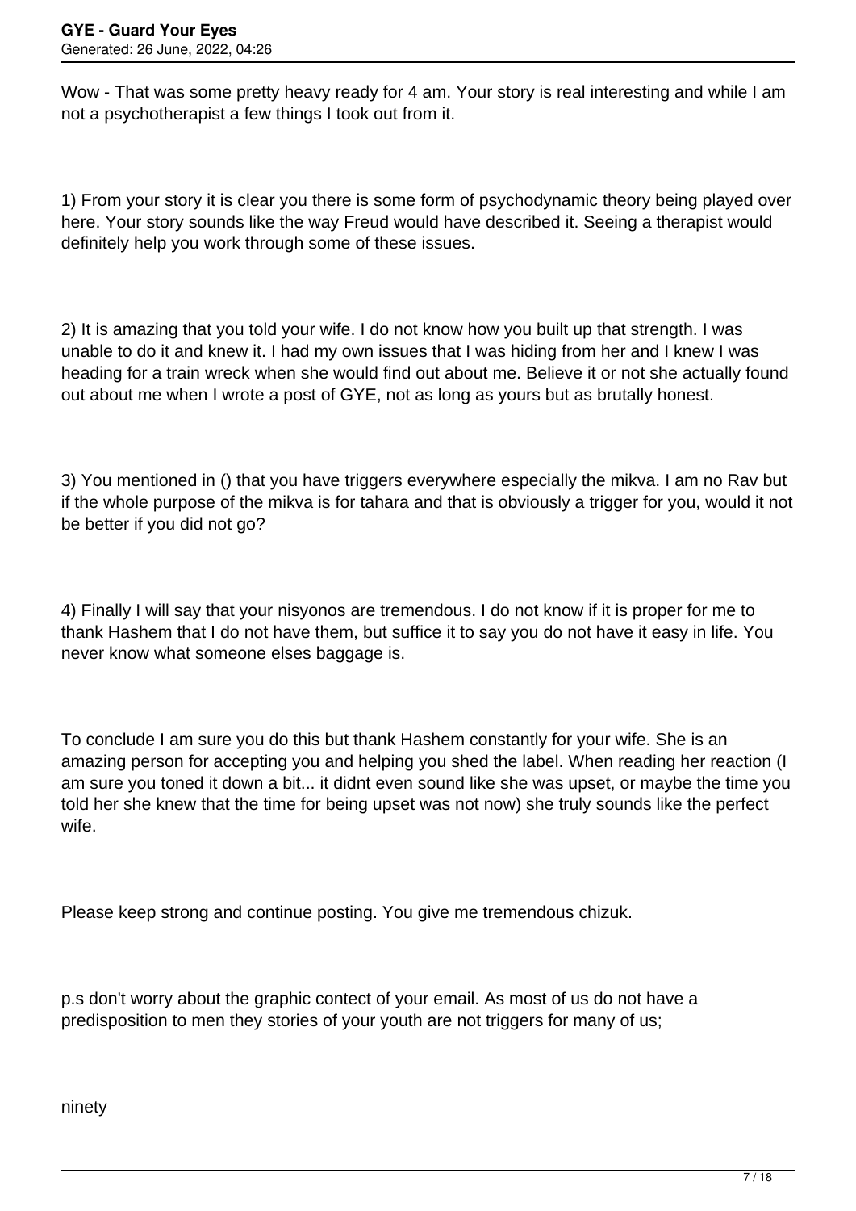Wow - That was some pretty heavy ready for 4 am. Your story is real interesting and while I am not a psychotherapist a few things I took out from it.

1) From your story it is clear you there is some form of psychodynamic theory being played over here. Your story sounds like the way Freud would have described it. Seeing a therapist would definitely help you work through some of these issues.

2) It is amazing that you told your wife. I do not know how you built up that strength. I was unable to do it and knew it. I had my own issues that I was hiding from her and I knew I was heading for a train wreck when she would find out about me. Believe it or not she actually found out about me when I wrote a post of GYE, not as long as yours but as brutally honest.

3) You mentioned in () that you have triggers everywhere especially the mikva. I am no Rav but if the whole purpose of the mikva is for tahara and that is obviously a trigger for you, would it not be better if you did not go?

4) Finally I will say that your nisyonos are tremendous. I do not know if it is proper for me to thank Hashem that I do not have them, but suffice it to say you do not have it easy in life. You never know what someone elses baggage is.

To conclude I am sure you do this but thank Hashem constantly for your wife. She is an amazing person for accepting you and helping you shed the label. When reading her reaction (I am sure you toned it down a bit... it didnt even sound like she was upset, or maybe the time you told her she knew that the time for being upset was not now) she truly sounds like the perfect wife.

Please keep strong and continue posting. You give me tremendous chizuk.

p.s don't worry about the graphic contect of your email. As most of us do not have a predisposition to men they stories of your youth are not triggers for many of us;

ninety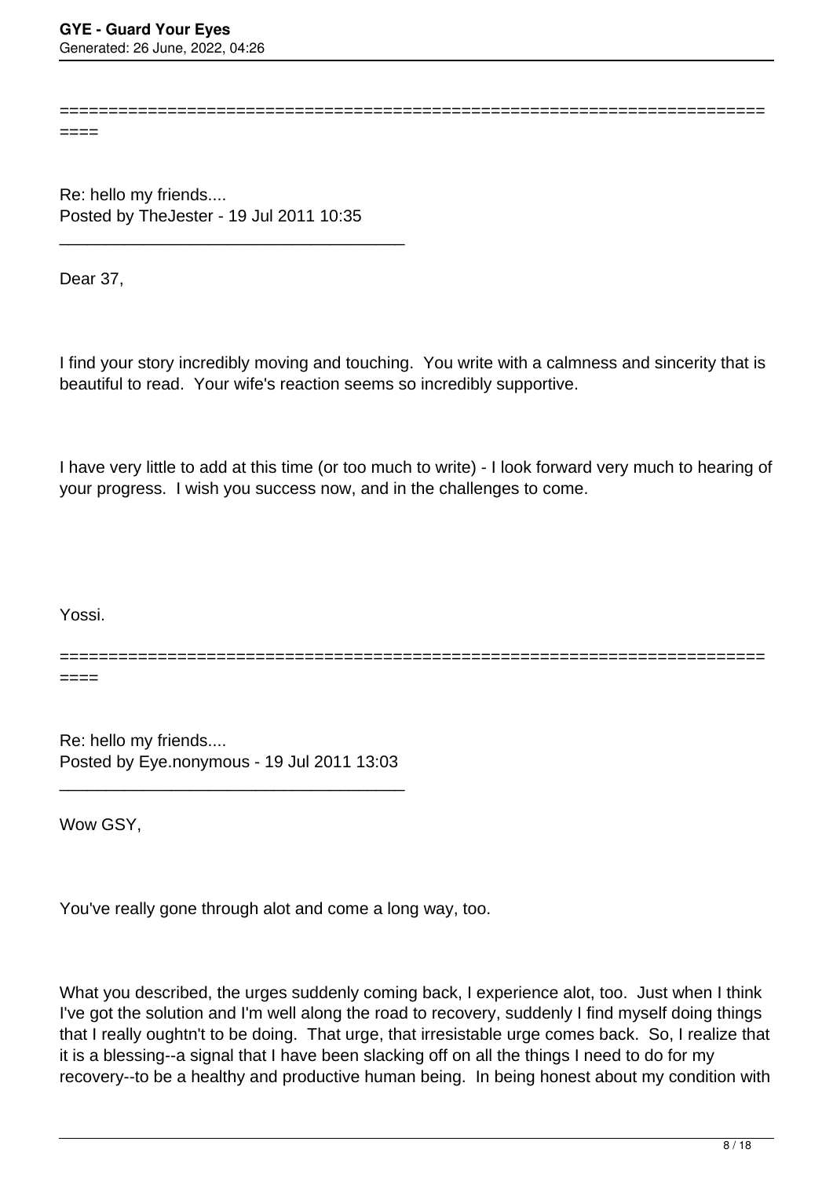===========================================================================

Re: hello my friends....
Posted by TheJester - 19 Jul 2011 10:35

---

Dear 37,

I find your story incredibly moving and touching. You write with a calmness and sincerity that is beautiful to read. Your wife's reaction seems so incredibly supportive.

I have very little to add at this time (or too much to write) - I look forward very much to hearing of your progress. I wish you success now, and in the challenges to come.

Yossi.

===========================================================================

Re: hello my friends....
Posted by Eye.nonymous - 19 Jul 2011 13:03

---

Wow GSY,

You've really gone through alot and come a long way, too.

What you described, the urges suddenly coming back, I experience alot, too. Just when I think I've got the solution and I'm well along the road to recovery, suddenly I find myself doing things that I really oughtn't to be doing. That urge, that irresistable urge comes back. So, I realize that it is a blessing--a signal that I have been slacking off on all the things I need to do for my recovery--to be a healthy and productive human being. In being honest about my condition with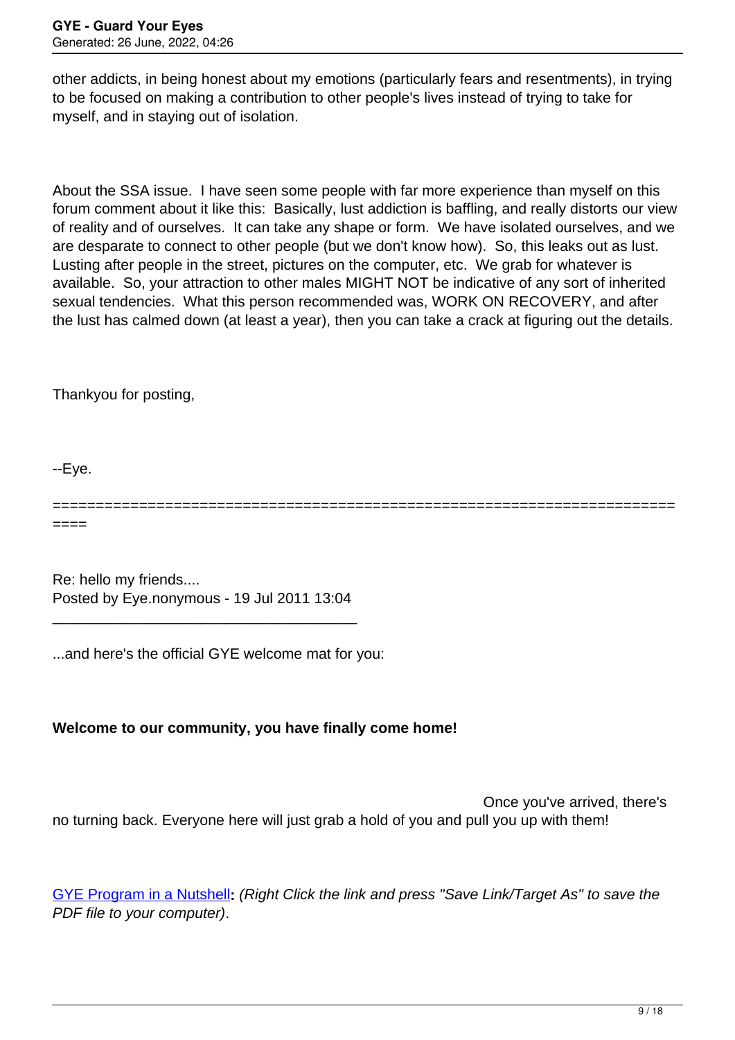other addicts, in being honest about my emotions (particularly fears and resentments), in trying to be focused on making a contribution to other people's lives instead of trying to take for myself, and in staying out of isolation.

About the SSA issue. I have seen some people with far more experience than myself on this forum comment about it like this: Basically, lust addiction is baffling, and really distorts our view of reality and of ourselves. It can take any shape or form. We have isolated ourselves, and we are desparate to connect to other people (but we don't know how). So, this leaks out as lust. Lusting after people in the street, pictures on the computer, etc. We grab for whatever is available. So, your attraction to other males MIGHT NOT be indicative of any sort of inherited sexual tendencies. What this person recommended was, WORK ON RECOVERY, and after the lust has calmed down (at least a year), then you can take a crack at figuring out the details.

Thankyou for posting,

--Eye.

============================================================================

Re: hello my friends....
Posted by Eye.nonymous - 19 Jul 2011 13:04

_____________________________________

...and here's the official GYE welcome mat for you:

**Welcome to our community, you have finally come home!**

Once you've arrived, there's no turning back. Everyone here will just grab a hold of you and pull you up with them!

GYE Program in a Nutshell**:** *(Right Click the link and press "Save Link/Target As" to save the PDF file to your computer)*.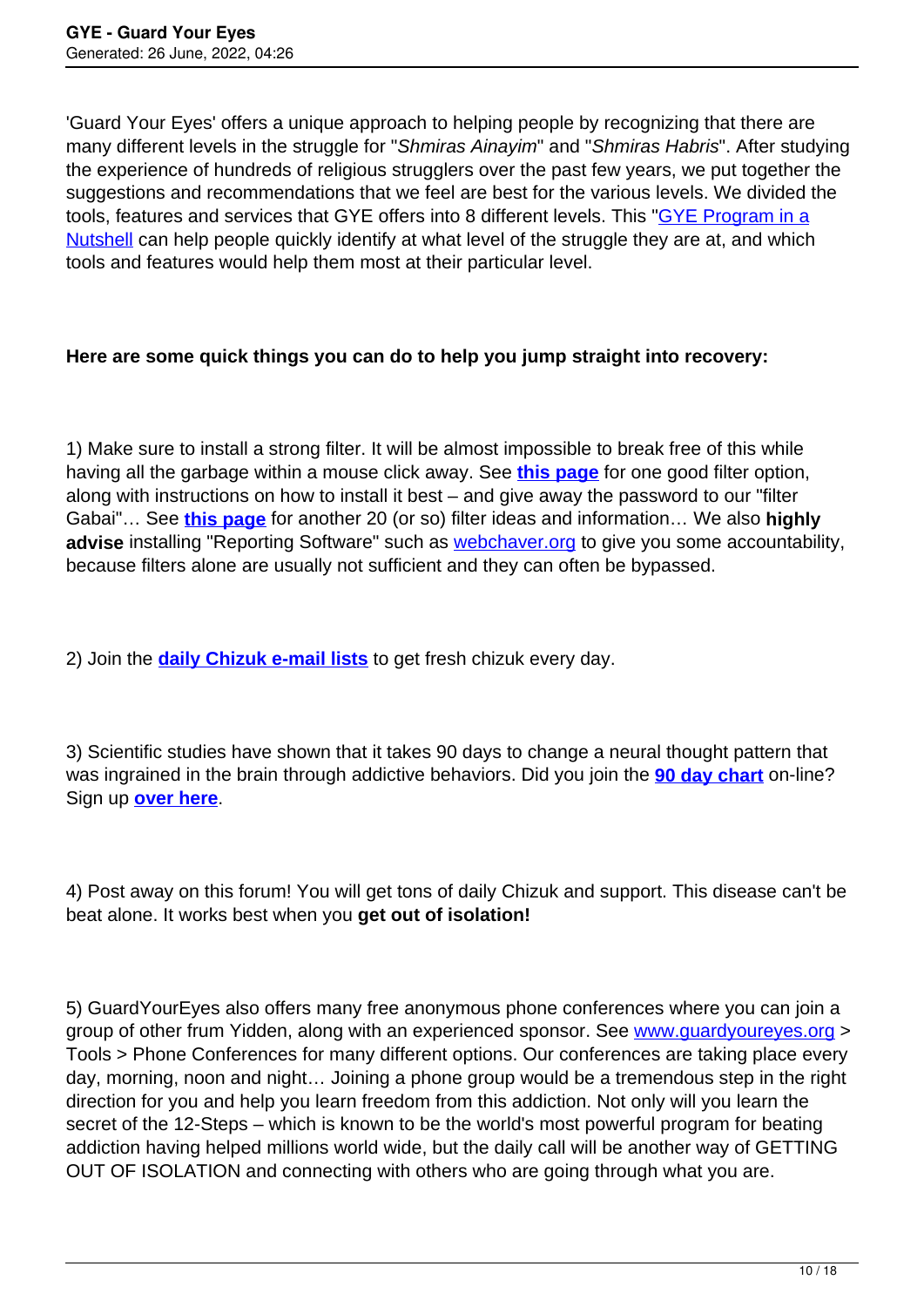'Guard Your Eyes' offers a unique approach to helping people by recognizing that there are many different levels in the struggle for "*Shmiras Ainayim*" and "*Shmiras Habris*". After studying the experience of hundreds of religious strugglers over the past few years, we put together the suggestions and recommendations that we feel are best for the various levels. We divided the tools, features and services that GYE offers into 8 different levels. This "GYE Program in a Nutshell can help people quickly identify at what level of the struggle they are at, and which tools and features would help them most at their particular level.

**Here are some quick things you can do to help you jump straight into recovery:**

1) Make sure to install a strong filter. It will be almost impossible to break free of this while having all the garbage within a mouse click away. See **this page** for one good filter option, along with instructions on how to install it best – and give away the password to our "filter Gabai"… See **this page** for another 20 (or so) filter ideas and information… We also **highly advise** installing "Reporting Software" such as webchaver.org to give you some accountability, because filters alone are usually not sufficient and they can often be bypassed.

2) Join the **daily Chizuk e-mail lists** to get fresh chizuk every day.

3) Scientific studies have shown that it takes 90 days to change a neural thought pattern that was ingrained in the brain through addictive behaviors. Did you join the **90 day chart** on-line? Sign up **over here**.

4) Post away on this forum! You will get tons of daily Chizuk and support. This disease can't be beat alone. It works best when you **get out of isolation!**

5) GuardYourEyes also offers many free anonymous phone conferences where you can join a group of other frum Yidden, along with an experienced sponsor. See www.guardyoureyes.org > Tools > Phone Conferences for many different options. Our conferences are taking place every day, morning, noon and night… Joining a phone group would be a tremendous step in the right direction for you and help you learn freedom from this addiction. Not only will you learn the secret of the 12-Steps – which is known to be the world's most powerful program for beating addiction having helped millions world wide, but the daily call will be another way of GETTING OUT OF ISOLATION and connecting with others who are going through what you are.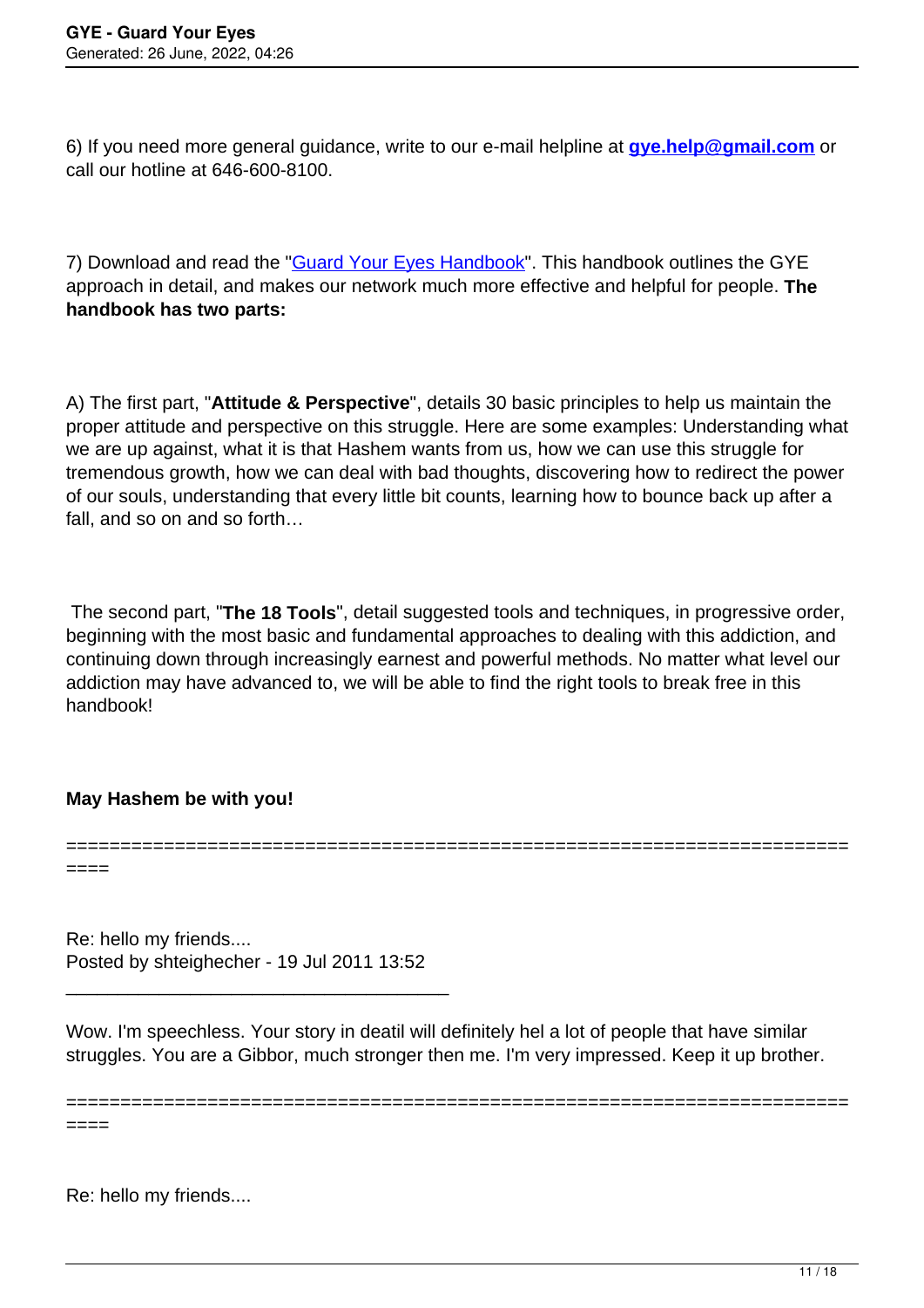6) If you need more general guidance, write to our e-mail helpline at **gye.help@gmail.com** or call our hotline at 646-600-8100.

7) Download and read the "Guard Your Eyes Handbook". This handbook outlines the GYE approach in detail, and makes our network much more effective and helpful for people. **The handbook has two parts:**

A) The first part, "**Attitude & Perspective**", details 30 basic principles to help us maintain the proper attitude and perspective on this struggle. Here are some examples: Understanding what we are up against, what it is that Hashem wants from us, how we can use this struggle for tremendous growth, how we can deal with bad thoughts, discovering how to redirect the power of our souls, understanding that every little bit counts, learning how to bounce back up after a fall, and so on and so forth…

The second part, "**The 18 Tools**", detail suggested tools and techniques, in progressive order, beginning with the most basic and fundamental approaches to dealing with this addiction, and continuing down through increasingly earnest and powerful methods. No matter what level our addiction may have advanced to, we will be able to find the right tools to break free in this handbook!

**May Hashem be with you!**

============================================================================

Re: hello my friends....
Posted by shteighecher - 19 Jul 2011 13:52

_____________________________________

Wow. I'm speechless. Your story in deatil will definitely hel a lot of people that have similar struggles. You are a Gibbor, much stronger then me. I'm very impressed. Keep it up brother.

============================================================================

Re: hello my friends....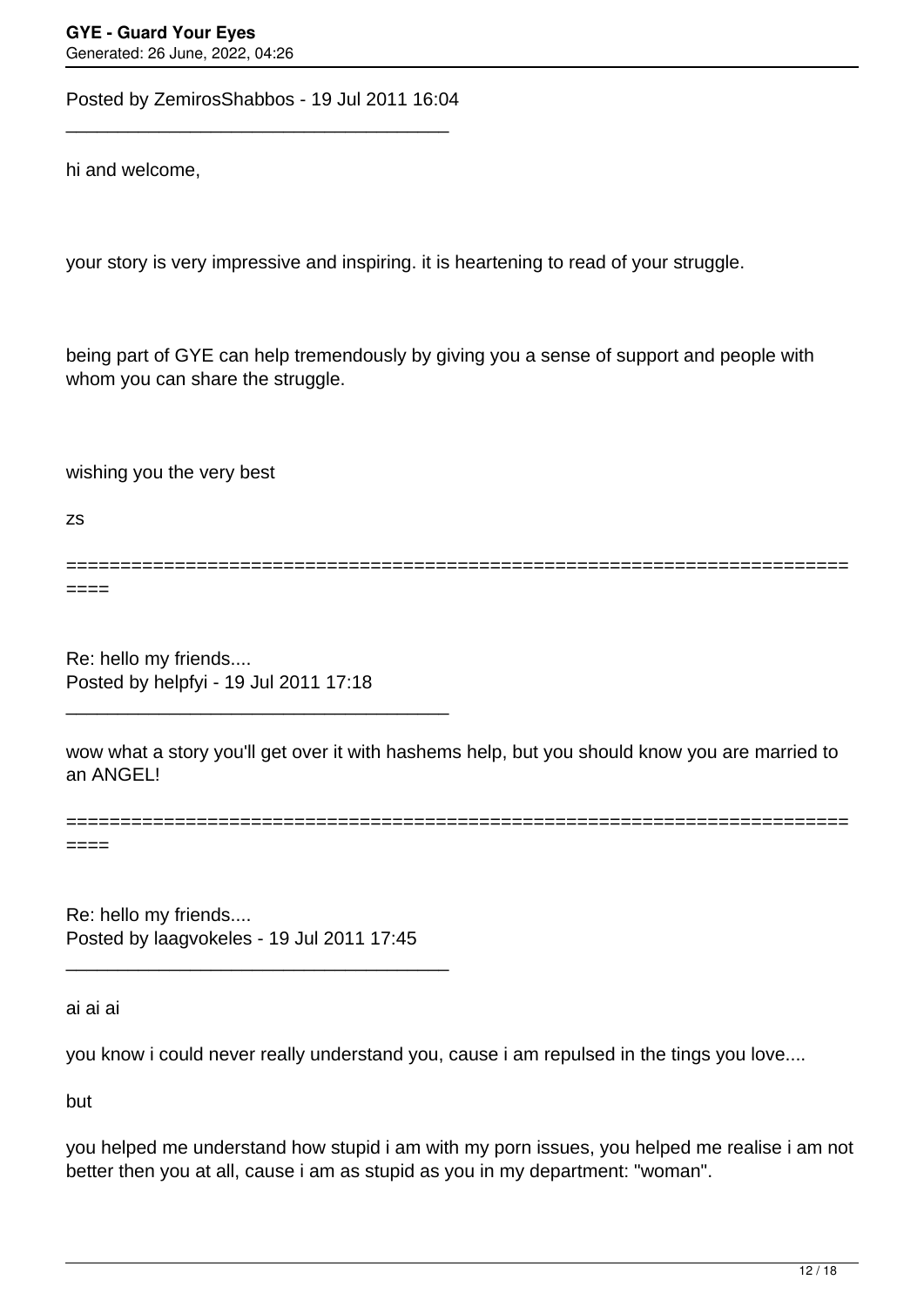Posted by ZemirosShabbos - 19 Jul 2011 16:04

---

hi and welcome,

your story is very impressive and inspiring. it is heartening to read of your struggle.

being part of GYE can help tremendously by giving you a sense of support and people with whom you can share the struggle.

wishing you the very best

zs

========================================================================

Re: hello my friends....
Posted by helpfyi - 19 Jul 2011 17:18

---

wow what a story you'll get over it with hashems help, but you should know you are married to an ANGEL!

========================================================================

Re: hello my friends....
Posted by laagvokeles - 19 Jul 2011 17:45

---

ai ai ai

you know i could never really understand you, cause i am repulsed in the tings you love....

but

you helped me understand how stupid i am with my porn issues, you helped me realise i am not better then you at all, cause i am as stupid as you in my department: "woman".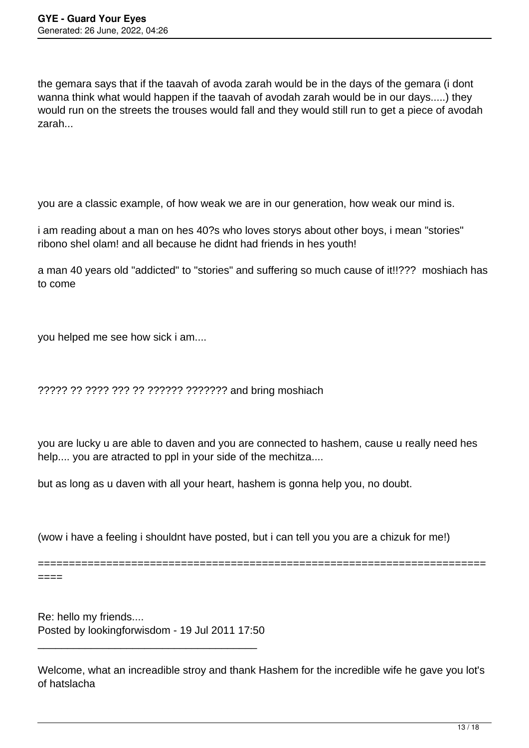the gemara says that if the taavah of avoda zarah would be in the days of the gemara (i dont wanna think what would happen if the taavah of avodah zarah would be in our days.....) they would run on the streets the trouses would fall and they would still run to get a piece of avodah zarah...

you are a classic example, of how weak we are in our generation, how weak our mind is.

i am reading about a man on hes 40?s who loves storys about other boys, i mean "stories" ribono shel olam! and all because he didnt had friends in hes youth!

a man 40 years old "addicted" to "stories" and suffering so much cause of it!!??? moshiach has to come

you helped me see how sick i am....

????? ?? ???? ??? ?? ?????? ??????? and bring moshiach

you are lucky u are able to daven and you are connected to hashem, cause u really need hes help.... you are atracted to ppl in your side of the mechitza....

but as long as u daven with all your heart, hashem is gonna help you, no doubt.

(wow i have a feeling i shouldnt have posted, but i can tell you you are a chizuk for me!)

============================================================================

Re: hello my friends....
Posted by lookingforwisdom - 19 Jul 2011 17:50

---

Welcome, what an increadible stroy and thank Hashem for the incredible wife he gave you lot's of hatslacha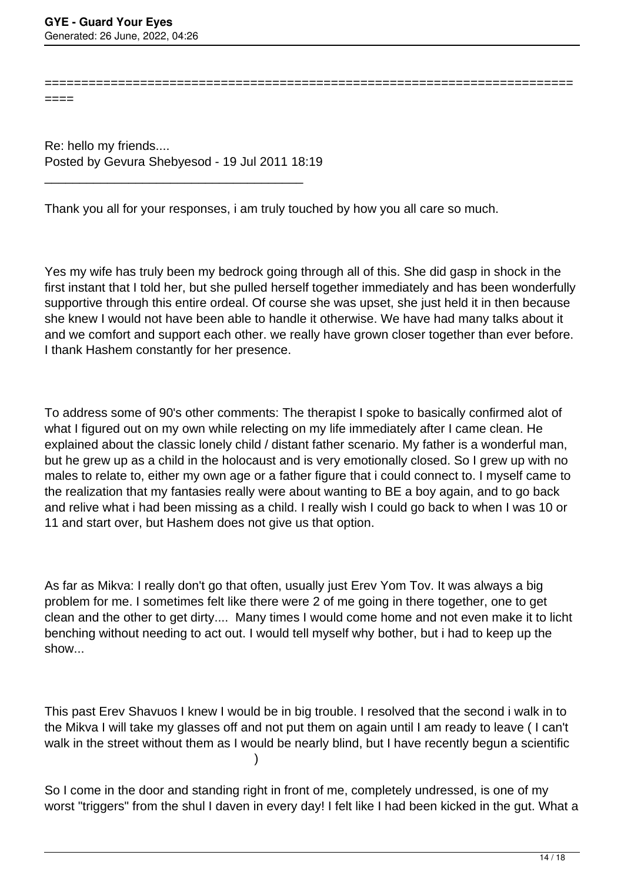===========================================================================

Re: hello my friends....
Posted by Gevura Shebyesod - 19 Jul 2011 18:19

_____________________________________

Thank you all for your responses, i am truly touched by how you all care so much.

Yes my wife has truly been my bedrock going through all of this. She did gasp in shock in the first instant that I told her, but she pulled herself together immediately and has been wonderfully supportive through this entire ordeal. Of course she was upset, she just held it in then because she knew I would not have been able to handle it otherwise. We have had many talks about it and we comfort and support each other. we really have grown closer together than ever before. I thank Hashem constantly for her presence.

To address some of 90's other comments: The therapist I spoke to basically confirmed alot of what I figured out on my own while relecting on my life immediately after I came clean. He explained about the classic lonely child / distant father scenario. My father is a wonderful man, but he grew up as a child in the holocaust and is very emotionally closed. So I grew up with no males to relate to, either my own age or a father figure that i could connect to. I myself came to the realization that my fantasies really were about wanting to BE a boy again, and to go back and relive what i had been missing as a child. I really wish I could go back to when I was 10 or 11 and start over, but Hashem does not give us that option.

As far as Mikva: I really don't go that often, usually just Erev Yom Tov. It was always a big problem for me. I sometimes felt like there were 2 of me going in there together, one to get clean and the other to get dirty.... Many times I would come home and not even make it to licht benching without needing to act out. I would tell myself why bother, but i had to keep up the show...

This past Erev Shavuos I knew I would be in big trouble. I resolved that the second i walk in to the Mikva I will take my glasses off and not put them on again until I am ready to leave ( I can't walk in the street without them as I would be nearly blind, but I have recently begun a scientific )

So I come in the door and standing right in front of me, completely undressed, is one of my worst "triggers" from the shul I daven in every day! I felt like I had been kicked in the gut. What a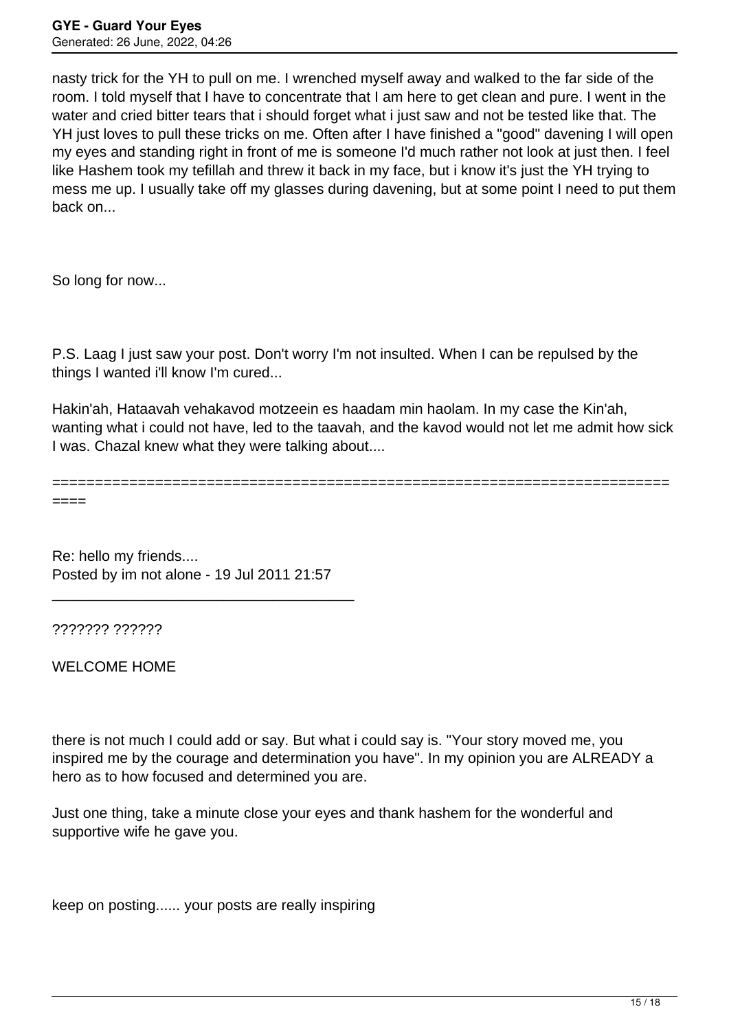nasty trick for the YH to pull on me. I wrenched myself away and walked to the far side of the room. I told myself that I have to concentrate that I am here to get clean and pure. I went in the water and cried bitter tears that i should forget what i just saw and not be tested like that. The YH just loves to pull these tricks on me. Often after I have finished a "good" davening I will open my eyes and standing right in front of me is someone I'd much rather not look at just then. I feel like Hashem took my tefillah and threw it back in my face, but i know it's just the YH trying to mess me up. I usually take off my glasses during davening, but at some point I need to put them back on...

So long for now...

P.S. Laag I just saw your post. Don't worry I'm not insulted. When I can be repulsed by the things I wanted i'll know I'm cured...

Hakin'ah, Hataavah vehakavod motzeein es haadam min haolam. In my case the Kin'ah, wanting what i could not have, led to the taavah, and the kavod would not let me admit how sick I was. Chazal knew what they were talking about....

============================================================================

Re: hello my friends....
Posted by im not alone - 19 Jul 2011 21:57

_____________________________________

??????? ??????

WELCOME HOME

there is not much I could add or say. But what i could say is. "Your story moved me, you inspired me by the courage and determination you have". In my opinion you are ALREADY a hero as to how focused and determined you are.

Just one thing, take a minute close your eyes and thank hashem for the wonderful and supportive wife he gave you.

keep on posting...... your posts are really inspiring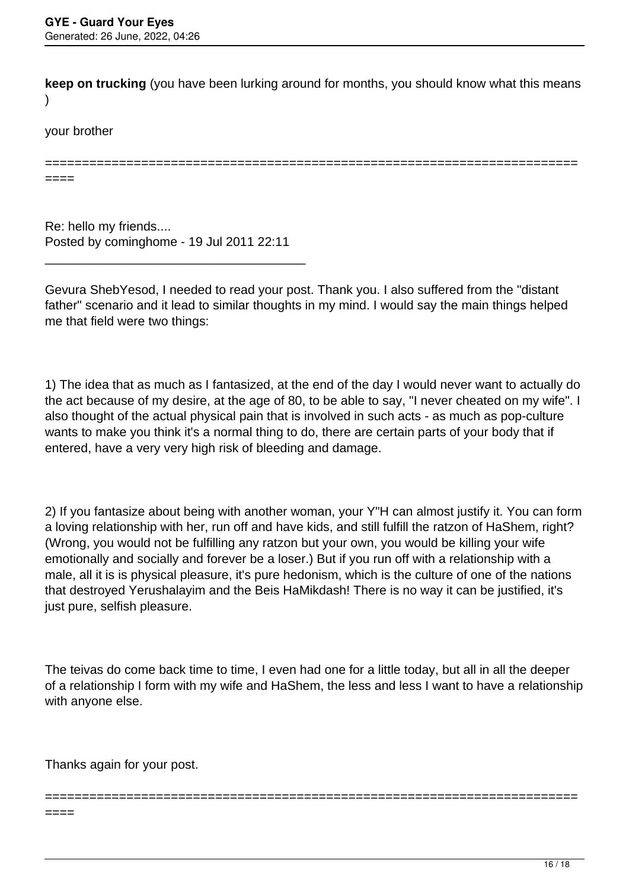**keep on trucking** (you have been lurking around for months, you should know what this means )

your brother

============================================================================

Re: hello my friends....
Posted by cominghome - 19 Jul 2011 22:11

_____________________________________

Gevura ShebYesod, I needed to read your post. Thank you. I also suffered from the "distant father" scenario and it lead to similar thoughts in my mind. I would say the main things helped me that field were two things:

1) The idea that as much as I fantasized, at the end of the day I would never want to actually do the act because of my desire, at the age of 80, to be able to say, "I never cheated on my wife". I also thought of the actual physical pain that is involved in such acts - as much as pop-culture wants to make you think it's a normal thing to do, there are certain parts of your body that if entered, have a very very high risk of bleeding and damage.

2) If you fantasize about being with another woman, your Y"H can almost justify it. You can form a loving relationship with her, run off and have kids, and still fulfill the ratzon of HaShem, right? (Wrong, you would not be fulfilling any ratzon but your own, you would be killing your wife emotionally and socially and forever be a loser.) But if you run off with a relationship with a male, all it is is physical pleasure, it's pure hedonism, which is the culture of one of the nations that destroyed Yerushalayim and the Beis HaMikdash! There is no way it can be justified, it's just pure, selfish pleasure.

The teivas do come back time to time, I even had one for a little today, but all in all the deeper of a relationship I form with my wife and HaShem, the less and less I want to have a relationship with anyone else.

Thanks again for your post.

============================================================================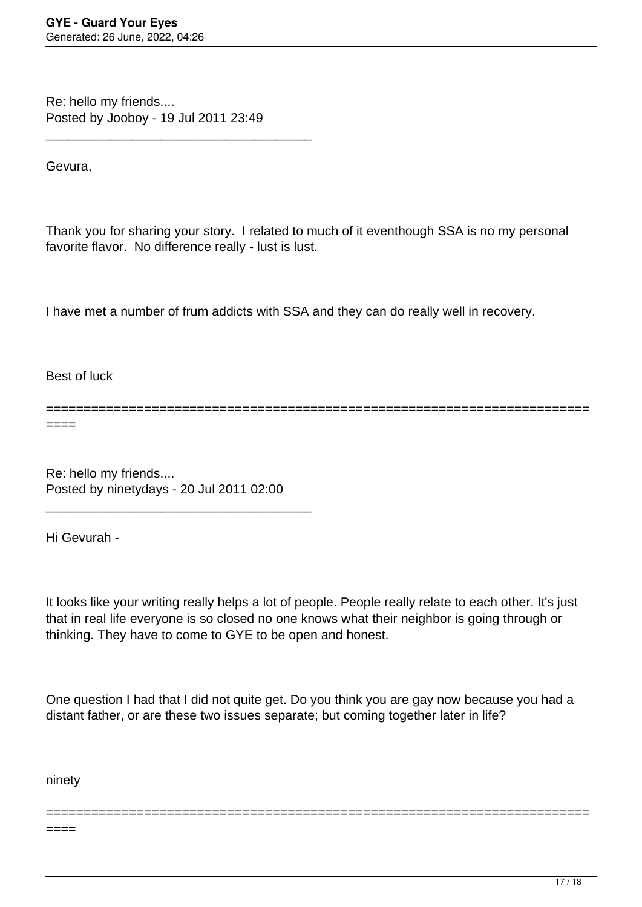Re: hello my friends....
Posted by Jooboy - 19 Jul 2011 23:49

---

Gevura,

Thank you for sharing your story. I related to much of it eventhough SSA is no my personal favorite flavor. No difference really - lust is lust.

I have met a number of frum addicts with SSA and they can do really well in recovery.

Best of luck

============================================================================

Re: hello my friends....
Posted by ninetydays - 20 Jul 2011 02:00

---

Hi Gevurah -

It looks like your writing really helps a lot of people. People really relate to each other. It's just that in real life everyone is so closed no one knows what their neighbor is going through or thinking. They have to come to GYE to be open and honest.

One question I had that I did not quite get. Do you think you are gay now because you had a distant father, or are these two issues separate; but coming together later in life?

ninety

============================================================================